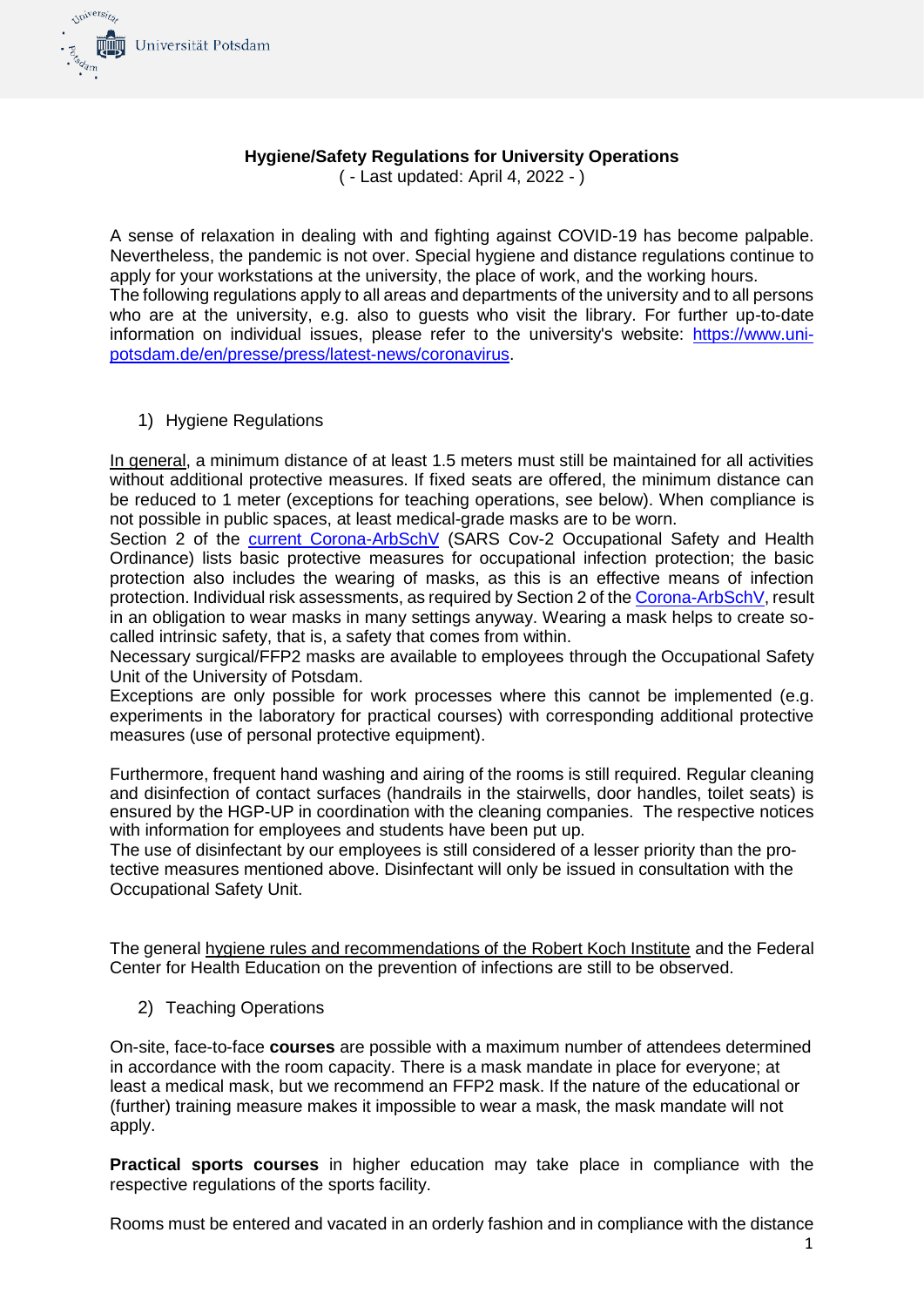**Hygiene/Safety Regulations for University Operations**

( - Last updated: April 4, 2022 - )

A sense of relaxation in dealing with and fighting against COVID-19 has become palpable. Nevertheless, the pandemic is not over. Special hygiene and distance regulations continue to apply for your workstations at the university, the place of work, and the working hours.
The following regulations apply to all areas and departments of the university and to all persons who are at the university, e.g. also to guests who visit the library. For further up-to-date information on individual issues, please refer to the university's website: [https://www.uni-potsdam.de/en/presse/press/latest-news/coronavirus](https://www.uni-potsdam.de/en/presse/press/latest-news/coronavirus).

1) Hygiene Regulations

In general, a minimum distance of at least 1.5 meters must still be maintained for all activities without additional protective measures. If fixed seats are offered, the minimum distance can be reduced to 1 meter (exceptions for teaching operations, see below). When compliance is not possible in public spaces, at least medical-grade masks are to be worn.
Section 2 of the current Corona-ArbSchV (SARS Cov-2 Occupational Safety and Health Ordinance) lists basic protective measures for occupational infection protection; the basic protection also includes the wearing of masks, as this is an effective means of infection protection. Individual risk assessments, as required by Section 2 of the Corona-ArbSchV, result in an obligation to wear masks in many settings anyway. Wearing a mask helps to create so-called intrinsic safety, that is, a safety that comes from within.
Necessary surgical/FFP2 masks are available to employees through the Occupational Safety Unit of the University of Potsdam.
Exceptions are only possible for work processes where this cannot be implemented (e.g. experiments in the laboratory for practical courses) with corresponding additional protective measures (use of personal protective equipment).

Furthermore, frequent hand washing and airing of the rooms is still required. Regular cleaning and disinfection of contact surfaces (handrails in the stairwells, door handles, toilet seats) is ensured by the HGP-UP in coordination with the cleaning companies. The respective notices with information for employees and students have been put up.
The use of disinfectant by our employees is still considered of a lesser priority than the protective measures mentioned above. Disinfectant will only be issued in consultation with the Occupational Safety Unit.

The general hygiene rules and recommendations of the Robert Koch Institute and the Federal Center for Health Education on the prevention of infections are still to be observed.

2) Teaching Operations

On-site, face-to-face **courses** are possible with a maximum number of attendees determined in accordance with the room capacity. There is a mask mandate in place for everyone; at least a medical mask, but we recommend an FFP2 mask. If the nature of the educational or (further) training measure makes it impossible to wear a mask, the mask mandate will not apply.

**Practical sports courses** in higher education may take place in compliance with the respective regulations of the sports facility.

Rooms must be entered and vacated in an orderly fashion and in compliance with the distance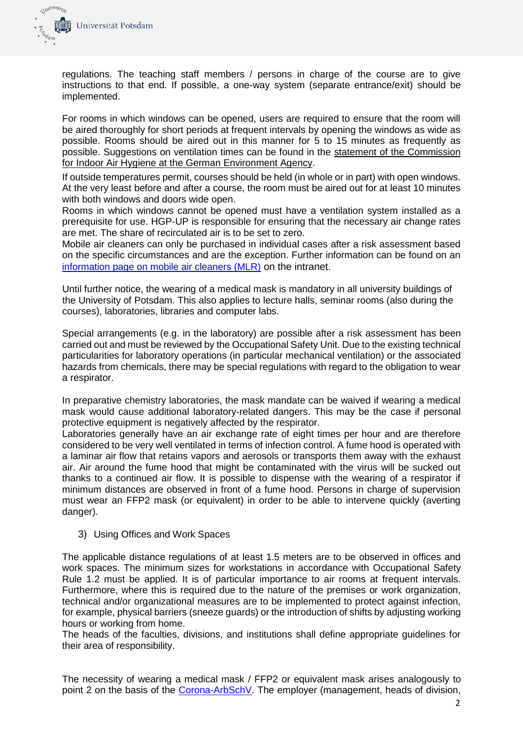regulations. The teaching staff members / persons in charge of the course are to give instructions to that end. If possible, a one-way system (separate entrance/exit) should be implemented.

For rooms in which windows can be opened, users are required to ensure that the room will be aired thoroughly for short periods at frequent intervals by opening the windows as wide as possible. Rooms should be aired out in this manner for 5 to 15 minutes as frequently as possible. Suggestions on ventilation times can be found in the statement of the Commission for Indoor Air Hygiene at the German Environment Agency.

If outside temperatures permit, courses should be held (in whole or in part) with open windows. At the very least before and after a course, the room must be aired out for at least 10 minutes with both windows and doors wide open.

Rooms in which windows cannot be opened must have a ventilation system installed as a prerequisite for use. HGP-UP is responsible for ensuring that the necessary air change rates are met. The share of recirculated air is to be set to zero.

Mobile air cleaners can only be purchased in individual cases after a risk assessment based on the specific circumstances and are the exception. Further information can be found on an information page on mobile air cleaners (MLR) on the intranet.

Until further notice, the wearing of a medical mask is mandatory in all university buildings of the University of Potsdam. This also applies to lecture halls, seminar rooms (also during the courses), laboratories, libraries and computer labs.

Special arrangements (e.g. in the laboratory) are possible after a risk assessment has been carried out and must be reviewed by the Occupational Safety Unit. Due to the existing technical particularities for laboratory operations (in particular mechanical ventilation) or the associated hazards from chemicals, there may be special regulations with regard to the obligation to wear a respirator.

In preparative chemistry laboratories, the mask mandate can be waived if wearing a medical mask would cause additional laboratory-related dangers. This may be the case if personal protective equipment is negatively affected by the respirator.

Laboratories generally have an air exchange rate of eight times per hour and are therefore considered to be very well ventilated in terms of infection control. A fume hood is operated with a laminar air flow that retains vapors and aerosols or transports them away with the exhaust air. Air around the fume hood that might be contaminated with the virus will be sucked out thanks to a continued air flow. It is possible to dispense with the wearing of a respirator if minimum distances are observed in front of a fume hood. Persons in charge of supervision must wear an FFP2 mask (or equivalent) in order to be able to intervene quickly (averting danger).

3) Using Offices and Work Spaces

The applicable distance regulations of at least 1.5 meters are to be observed in offices and work spaces. The minimum sizes for workstations in accordance with Occupational Safety Rule 1.2 must be applied. It is of particular importance to air rooms at frequent intervals. Furthermore, where this is required due to the nature of the premises or work organization, technical and/or organizational measures are to be implemented to protect against infection, for example, physical barriers (sneeze guards) or the introduction of shifts by adjusting working hours or working from home.

The heads of the faculties, divisions, and institutions shall define appropriate guidelines for their area of responsibility.

The necessity of wearing a medical mask / FFP2 or equivalent mask arises analogously to point 2 on the basis of the Corona-ArbSchV. The employer (management, heads of division,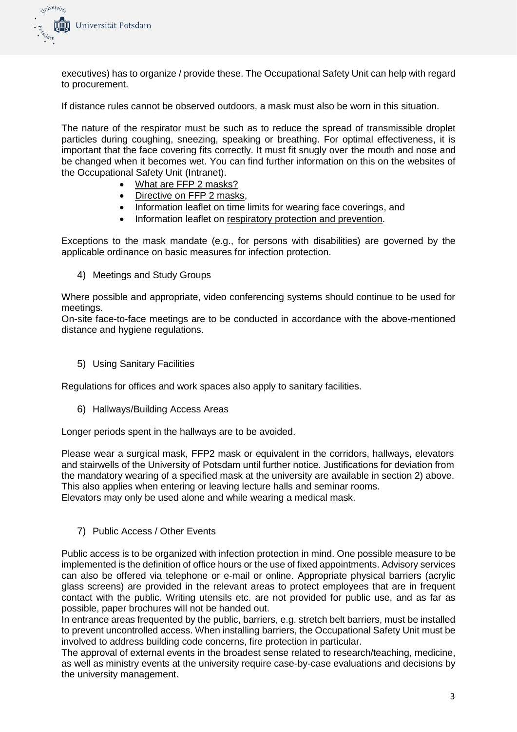executives) has to organize / provide these. The Occupational Safety Unit can help with regard to procurement.

If distance rules cannot be observed outdoors, a mask must also be worn in this situation.

The nature of the respirator must be such as to reduce the spread of transmissible droplet particles during coughing, sneezing, speaking or breathing. For optimal effectiveness, it is important that the face covering fits correctly. It must fit snugly over the mouth and nose and be changed when it becomes wet. You can find further information on this on the websites of the Occupational Safety Unit (Intranet).

- What are FFP 2 masks?
- Directive on FFP 2 masks,
- Information leaflet on time limits for wearing face coverings, and
- Information leaflet on respiratory protection and prevention.

Exceptions to the mask mandate (e.g., for persons with disabilities) are governed by the applicable ordinance on basic measures for infection protection.

## 4) Meetings and Study Groups

Where possible and appropriate, video conferencing systems should continue to be used for meetings.
On-site face-to-face meetings are to be conducted in accordance with the above-mentioned distance and hygiene regulations.

## 5) Using Sanitary Facilities

Regulations for offices and work spaces also apply to sanitary facilities.

## 6) Hallways/Building Access Areas

Longer periods spent in the hallways are to be avoided.

Please wear a surgical mask, FFP2 mask or equivalent in the corridors, hallways, elevators and stairwells of the University of Potsdam until further notice. Justifications for deviation from the mandatory wearing of a specified mask at the university are available in section 2) above. This also applies when entering or leaving lecture halls and seminar rooms.
Elevators may only be used alone and while wearing a medical mask.

## 7) Public Access / Other Events

Public access is to be organized with infection protection in mind. One possible measure to be implemented is the definition of office hours or the use of fixed appointments. Advisory services can also be offered via telephone or e-mail or online. Appropriate physical barriers (acrylic glass screens) are provided in the relevant areas to protect employees that are in frequent contact with the public. Writing utensils etc. are not provided for public use, and as far as possible, paper brochures will not be handed out.
In entrance areas frequented by the public, barriers, e.g. stretch belt barriers, must be installed to prevent uncontrolled access. When installing barriers, the Occupational Safety Unit must be involved to address building code concerns, fire protection in particular.
The approval of external events in the broadest sense related to research/teaching, medicine, as well as ministry events at the university require case-by-case evaluations and decisions by the university management.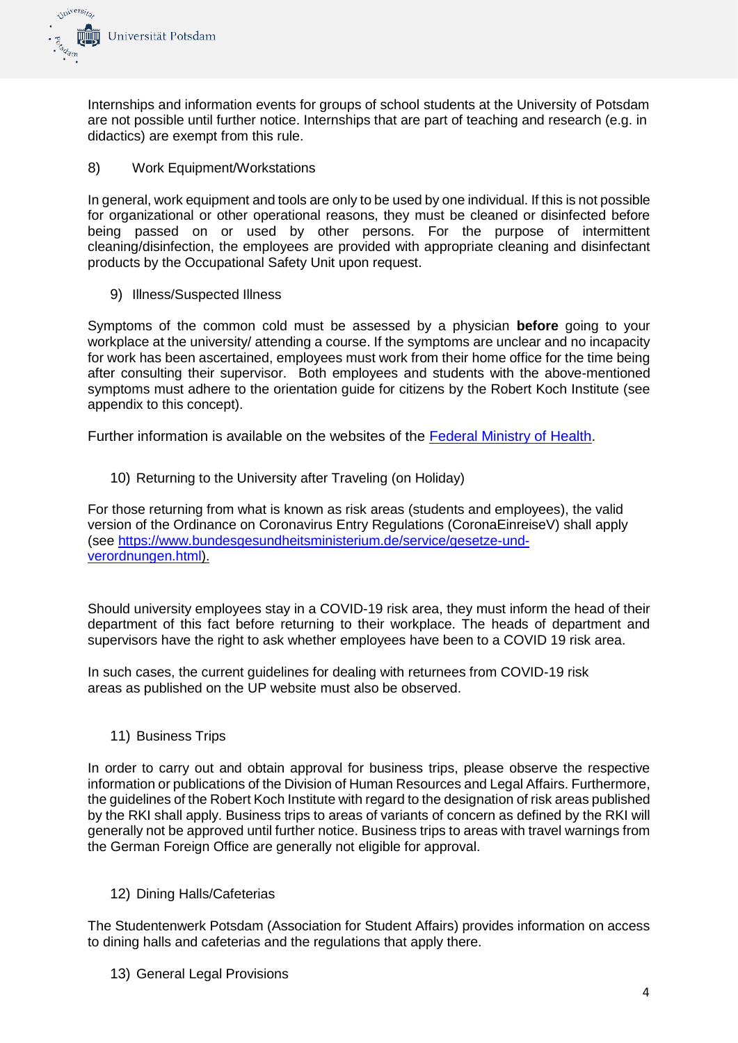Internships and information events for groups of school students at the University of Potsdam are not possible until further notice. Internships that are part of teaching and research (e.g. in didactics) are exempt from this rule.

## 8) Work Equipment/Workstations

In general, work equipment and tools are only to be used by one individual. If this is not possible for organizational or other operational reasons, they must be cleaned or disinfected before being passed on or used by other persons. For the purpose of intermittent cleaning/disinfection, the employees are provided with appropriate cleaning and disinfectant products by the Occupational Safety Unit upon request.

## 9) Illness/Suspected Illness

Symptoms of the common cold must be assessed by a physician **before** going to your workplace at the university/ attending a course. If the symptoms are unclear and no incapacity for work has been ascertained, employees must work from their home office for the time being after consulting their supervisor. Both employees and students with the above-mentioned symptoms must adhere to the orientation guide for citizens by the Robert Koch Institute (see appendix to this concept).

Further information is available on the websites of the [Federal Ministry of Health](https://www.bundesgesundheitsministerium.de/).

## 10) Returning to the University after Traveling (on Holiday)

For those returning from what is known as risk areas (students and employees), the valid version of the Ordinance on Coronavirus Entry Regulations (CoronaEinreiseV) shall apply (see [https://www.bundesgesundheitsministerium.de/service/gesetze-und-verordnungen.html](https://www.bundesgesundheitsministerium.de/service/gesetze-und-verordnungen.html)).

Should university employees stay in a COVID-19 risk area, they must inform the head of their department of this fact before returning to their workplace. The heads of department and supervisors have the right to ask whether employees have been to a COVID 19 risk area.

In such cases, the current guidelines for dealing with returnees from COVID-19 risk areas as published on the UP website must also be observed.

## 11) Business Trips

In order to carry out and obtain approval for business trips, please observe the respective information or publications of the Division of Human Resources and Legal Affairs. Furthermore, the guidelines of the Robert Koch Institute with regard to the designation of risk areas published by the RKI shall apply. Business trips to areas of variants of concern as defined by the RKI will generally not be approved until further notice. Business trips to areas with travel warnings from the German Foreign Office are generally not eligible for approval.

## 12) Dining Halls/Cafeterias

The Studentenwerk Potsdam (Association for Student Affairs) provides information on access to dining halls and cafeterias and the regulations that apply there.

## 13) General Legal Provisions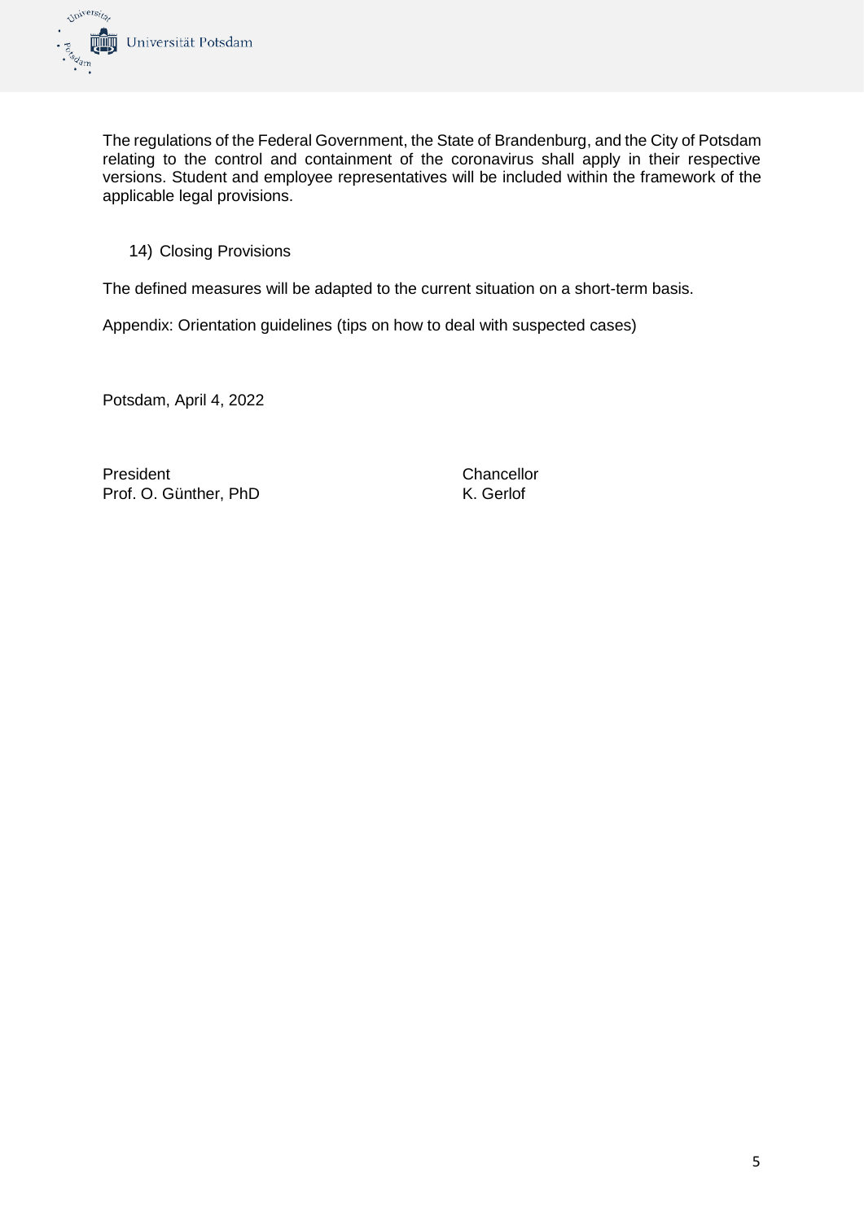The regulations of the Federal Government, the State of Brandenburg, and the City of Potsdam relating to the control and containment of the coronavirus shall apply in their respective versions. Student and employee representatives will be included within the framework of the applicable legal provisions.

## 14) Closing Provisions

The defined measures will be adapted to the current situation on a short-term basis.

Appendix: Orientation guidelines (tips on how to deal with suspected cases)

Potsdam, April 4, 2022

President
Prof. O. Günther, PhD

Chancellor
K. Gerlof